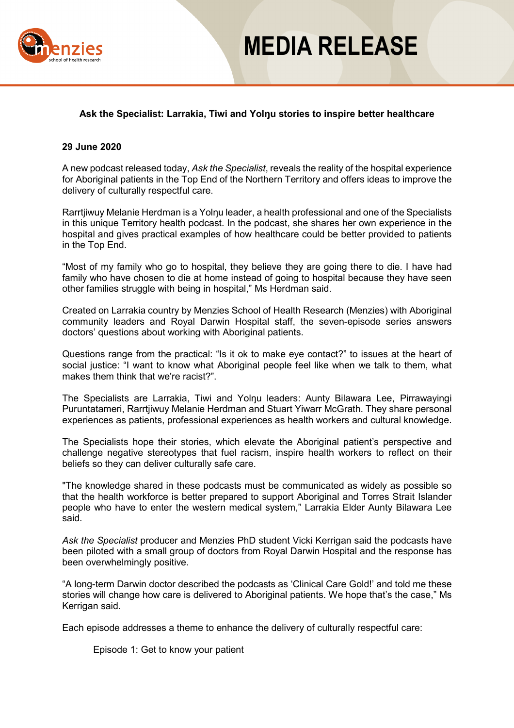# MEDIA RELEASE

**Ask the Specialist: Larrakia, Tiwi and Yolŋu stories to inspire better healthcare**

**29 June 2020**

A new podcast released today, *Ask the Specialist*, reveals the reality of the hospital experience for Aboriginal patients in the Top End of the Northern Territory and offers ideas to improve the delivery of culturally respectful care.

Rarrtjiwuy Melanie Herdman is a Yolŋu leader, a health professional and one of the Specialists in this unique Territory health podcast. In the podcast, she shares her own experience in the hospital and gives practical examples of how healthcare could be better provided to patients in the Top End.

"Most of my family who go to hospital, they believe they are going there to die. I have had family who have chosen to die at home instead of going to hospital because they have seen other families struggle with being in hospital," Ms Herdman said.

Created on Larrakia country by Menzies School of Health Research (Menzies) with Aboriginal community leaders and Royal Darwin Hospital staff, the seven-episode series answers doctors' questions about working with Aboriginal patients.

Questions range from the practical: "Is it ok to make eye contact?" to issues at the heart of social justice: "I want to know what Aboriginal people feel like when we talk to them, what makes them think that we're racist?".

The Specialists are Larrakia, Tiwi and Yolŋu leaders: Aunty Bilawara Lee, Pirrawayingi Puruntatameri, Rarrtjiwuy Melanie Herdman and Stuart Yiwarr McGrath. They share personal experiences as patients, professional experiences as health workers and cultural knowledge.

The Specialists hope their stories, which elevate the Aboriginal patient's perspective and challenge negative stereotypes that fuel racism, inspire health workers to reflect on their beliefs so they can deliver culturally safe care.

"The knowledge shared in these podcasts must be communicated as widely as possible so that the health workforce is better prepared to support Aboriginal and Torres Strait Islander people who have to enter the western medical system," Larrakia Elder Aunty Bilawara Lee said.

*Ask the Specialist* producer and Menzies PhD student Vicki Kerrigan said the podcasts have been piloted with a small group of doctors from Royal Darwin Hospital and the response has been overwhelmingly positive.

"A long-term Darwin doctor described the podcasts as 'Clinical Care Gold!' and told me these stories will change how care is delivered to Aboriginal patients. We hope that's the case," Ms Kerrigan said.

Each episode addresses a theme to enhance the delivery of culturally respectful care:

Episode 1: Get to know your patient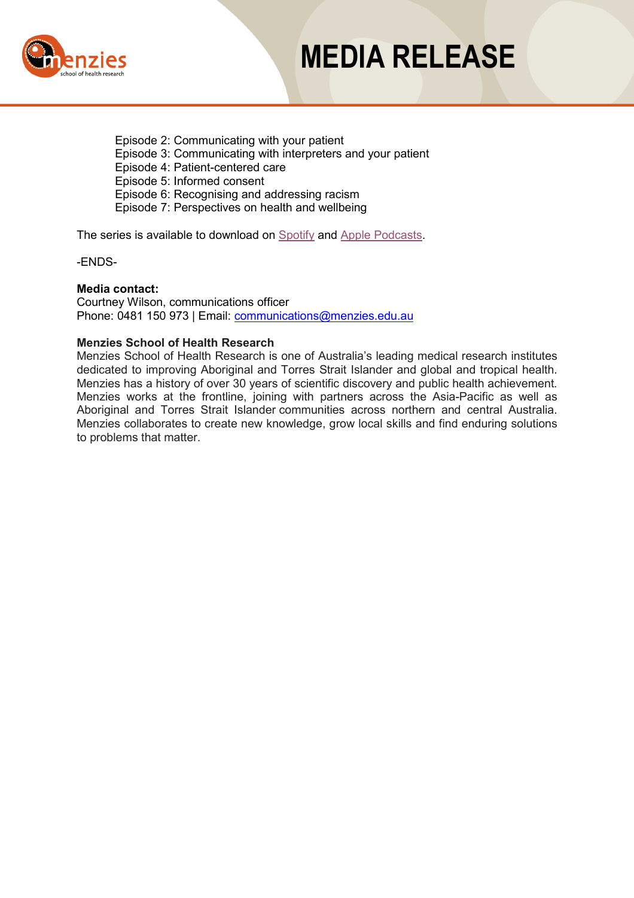Episode 2: Communicating with your patient
Episode 3: Communicating with interpreters and your patient
Episode 4: Patient-centered care
Episode 5: Informed consent
Episode 6: Recognising and addressing racism
Episode 7: Perspectives on health and wellbeing

The series is available to download on Spotify and Apple Podcasts.

-ENDS-

**Media contact:**
Courtney Wilson, communications officer
Phone: 0481 150 973 | Email: communications@menzies.edu.au

**Menzies School of Health Research**
Menzies School of Health Research is one of Australia's leading medical research institutes dedicated to improving Aboriginal and Torres Strait Islander and global and tropical health. Menzies has a history of over 30 years of scientific discovery and public health achievement. Menzies works at the frontline, joining with partners across the Asia-Pacific as well as Aboriginal and Torres Strait Islander communities across northern and central Australia. Menzies collaborates to create new knowledge, grow local skills and find enduring solutions to problems that matter.